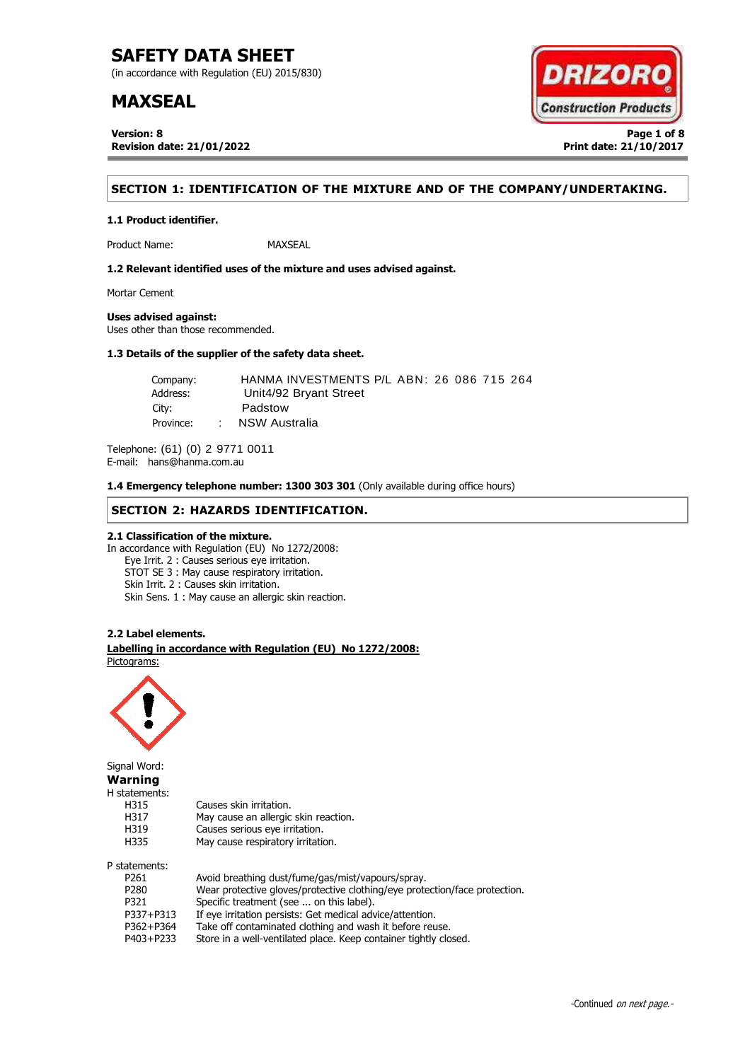# SAFETY DATA SHEET

(in accordance with Regulation (EU) 2015/830)

# MAXSEAL

**Version: 8**
**Revision date: 21/01/2022**

**Print date: 21/10/2017**

## SECTION 1: IDENTIFICATION OF THE MIXTURE AND OF THE COMPANY/UNDERTAKING.

### 1.1 Product identifier.

Product Name: MAXSEAL

### 1.2 Relevant identified uses of the mixture and uses advised against.

Mortar Cement

**Uses advised against:**
Uses other than those recommended.

### 1.3 Details of the supplier of the safety data sheet.

Company: HANMA INVESTMENTS P/L ABN: 26 086 715 264
Address: Unit4/92 Bryant Street
City: Padstow
Province: : NSW Australia

Telephone: (61) (0) 2 9771 0011
E-mail: hans@hanma.com.au

**1.4 Emergency telephone number: 1300 303 301** (Only available during office hours)

## SECTION 2: HAZARDS IDENTIFICATION.

### 2.1 Classification of the mixture.

In accordance with Regulation (EU) No 1272/2008:

- Eye Irrit. 2 : Causes serious eye irritation.
- STOT SE 3 : May cause respiratory irritation.
- Skin Irrit. 2 : Causes skin irritation.
- Skin Sens. 1 : May cause an allergic skin reaction.

### 2.2 Label elements.

**Labelling in accordance with Regulation (EU) No 1272/2008:**

Pictograms:

Signal Word:
**Warning**

H statements:

| | |
|---|---|
| H315 | Causes skin irritation. |
| H317 | May cause an allergic skin reaction. |
| H319 | Causes serious eye irritation. |
| H335 | May cause respiratory irritation. |

P statements:

| | |
|---|---|
| P261 | Avoid breathing dust/fume/gas/mist/vapours/spray. |
| P280 | Wear protective gloves/protective clothing/eye protection/face protection. |
| P321 | Specific treatment (see ... on this label). |
| P337+P313 | If eye irritation persists: Get medical advice/attention. |
| P362+P364 | Take off contaminated clothing and wash it before reuse. |
| P403+P233 | Store in a well-ventilated place. Keep container tightly closed. |

-Continued *on next page.*-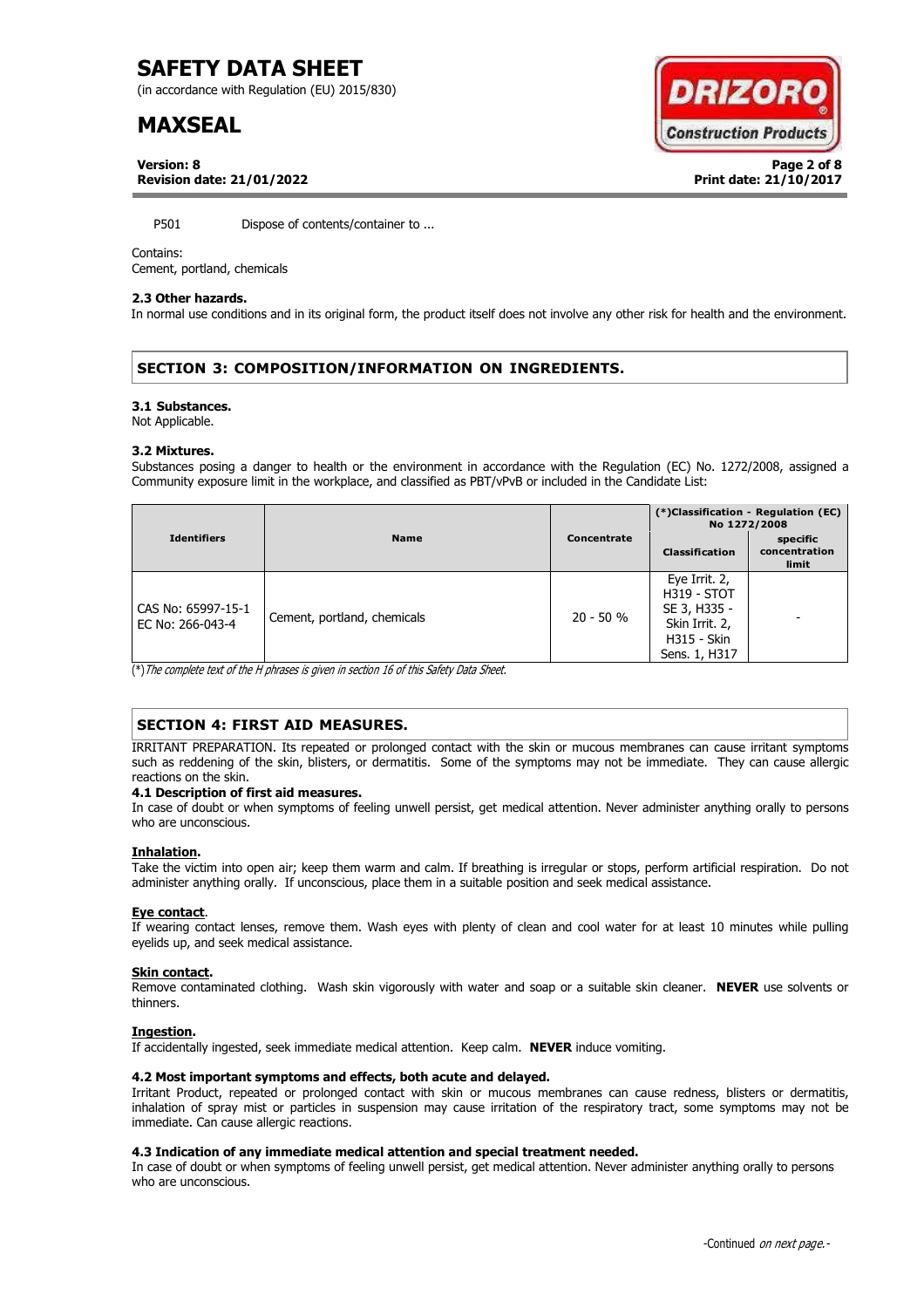P501 Dispose of contents/container to ...

Contains:
Cement, portland, chemicals

**2.3 Other hazards.**
In normal use conditions and in its original form, the product itself does not involve any other risk for health and the environment.

## SECTION 3: COMPOSITION/INFORMATION ON INGREDIENTS.

**3.1 Substances.**
Not Applicable.

**3.2 Mixtures.**
Substances posing a danger to health or the environment in accordance with the Regulation (EC) No. 1272/2008, assigned a Community exposure limit in the workplace, and classified as PBT/vPvB or included in the Candidate List:

| Identifiers | Name | Concentrate | (*)Classification - Regulation (EC) No 1272/2008 | |
|---|---|---|---|---|
| | | | Classification | specific concentration limit |
| CAS No: 65997-15-1 EC No: 266-043-4 | Cement, portland, chemicals | 20 - 50 % | Eye Irrit. 2, H319 - STOT SE 3, H335 - Skin Irrit. 2, H315 - Skin Sens. 1, H317 | - |

(*) *The complete text of the H phrases is given in section 16 of this Safety Data Sheet.*

## SECTION 4: FIRST AID MEASURES.

IRRITANT PREPARATION. Its repeated or prolonged contact with the skin or mucous membranes can cause irritant symptoms such as reddening of the skin, blisters, or dermatitis. Some of the symptoms may not be immediate. They can cause allergic reactions on the skin.

**4.1 Description of first aid measures.**
In case of doubt or when symptoms of feeling unwell persist, get medical attention. Never administer anything orally to persons who are unconscious.

**Inhalation.**
Take the victim into open air; keep them warm and calm. If breathing is irregular or stops, perform artificial respiration. Do not administer anything orally. If unconscious, place them in a suitable position and seek medical assistance.

**Eye contact**.
If wearing contact lenses, remove them. Wash eyes with plenty of clean and cool water for at least 10 minutes while pulling eyelids up, and seek medical assistance.

**Skin contact.**
Remove contaminated clothing. Wash skin vigorously with water and soap or a suitable skin cleaner. **NEVER** use solvents or thinners.

**Ingestion.**
If accidentally ingested, seek immediate medical attention. Keep calm. **NEVER** induce vomiting.

**4.2 Most important symptoms and effects, both acute and delayed.**
Irritant Product, repeated or prolonged contact with skin or mucous membranes can cause redness, blisters or dermatitis, inhalation of spray mist or particles in suspension may cause irritation of the respiratory tract, some symptoms may not be immediate. Can cause allergic reactions.

**4.3 Indication of any immediate medical attention and special treatment needed.**
In case of doubt or when symptoms of feeling unwell persist, get medical attention. Never administer anything orally to persons who are unconscious.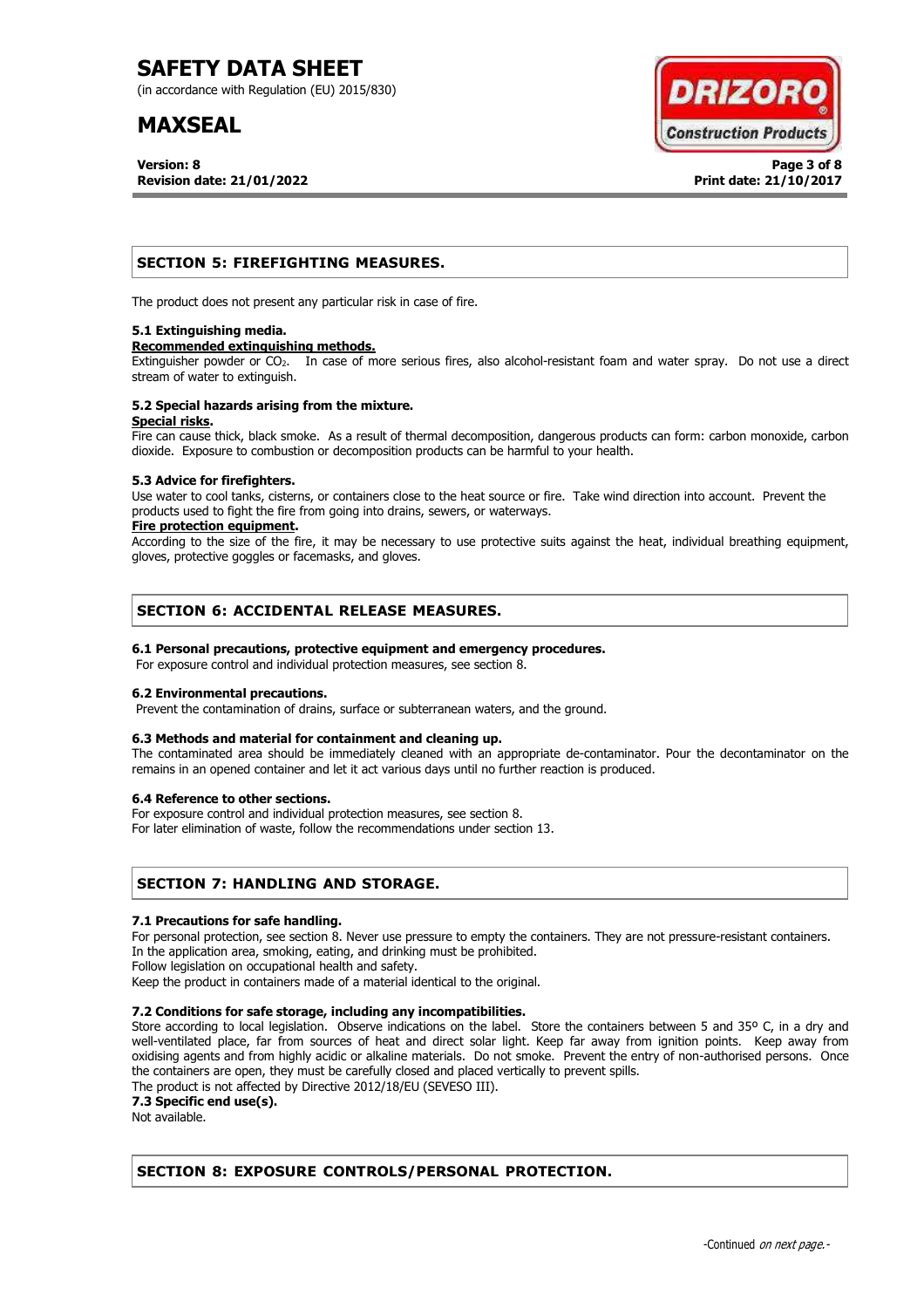## SECTION 5: FIREFIGHTING MEASURES.

The product does not present any particular risk in case of fire.

### 5.1 Extinguishing media.

**Recommended extinguishing methods.**

Extinguisher powder or $CO_2$. In case of more serious fires, also alcohol-resistant foam and water spray. Do not use a direct stream of water to extinguish.

### 5.2 Special hazards arising from the mixture.

**Special risks.**

Fire can cause thick, black smoke. As a result of thermal decomposition, dangerous products can form: carbon monoxide, carbon dioxide. Exposure to combustion or decomposition products can be harmful to your health.

### 5.3 Advice for firefighters.

Use water to cool tanks, cisterns, or containers close to the heat source or fire. Take wind direction into account. Prevent the products used to fight the fire from going into drains, sewers, or waterways.

**Fire protection equipment.**

According to the size of the fire, it may be necessary to use protective suits against the heat, individual breathing equipment, gloves, protective goggles or facemasks, and gloves.

## SECTION 6: ACCIDENTAL RELEASE MEASURES.

### 6.1 Personal precautions, protective equipment and emergency procedures.

For exposure control and individual protection measures, see section 8.

### 6.2 Environmental precautions.

Prevent the contamination of drains, surface or subterranean waters, and the ground.

### 6.3 Methods and material for containment and cleaning up.

The contaminated area should be immediately cleaned with an appropriate de-contaminator. Pour the decontaminator on the remains in an opened container and let it act various days until no further reaction is produced.

### 6.4 Reference to other sections.

For exposure control and individual protection measures, see section 8.
For later elimination of waste, follow the recommendations under section 13.

## SECTION 7: HANDLING AND STORAGE.

### 7.1 Precautions for safe handling.

For personal protection, see section 8. Never use pressure to empty the containers. They are not pressure-resistant containers.
In the application area, smoking, eating, and drinking must be prohibited.
Follow legislation on occupational health and safety.
Keep the product in containers made of a material identical to the original.

### 7.2 Conditions for safe storage, including any incompatibilities.

Store according to local legislation. Observe indications on the label. Store the containers between 5 and 35º C, in a dry and well-ventilated place, far from sources of heat and direct solar light. Keep far away from ignition points. Keep away from oxidising agents and from highly acidic or alkaline materials. Do not smoke. Prevent the entry of non-authorised persons. Once the containers are open, they must be carefully closed and placed vertically to prevent spills.
The product is not affected by Directive 2012/18/EU (SEVESO III).

### 7.3 Specific end use(s).

Not available.

## SECTION 8: EXPOSURE CONTROLS/PERSONAL PROTECTION.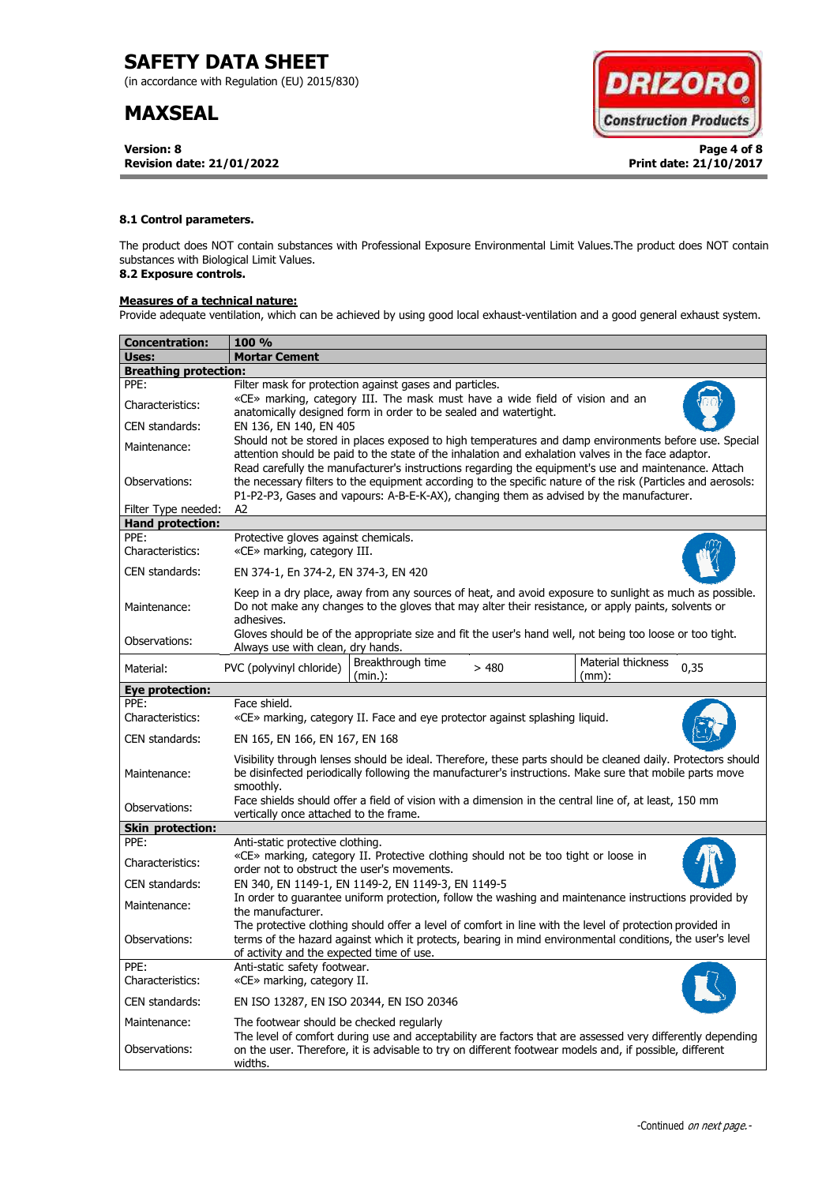**8.1 Control parameters.**

The product does NOT contain substances with Professional Exposure Environmental Limit Values.The product does NOT contain substances with Biological Limit Values.

**8.2 Exposure controls.**

**Measures of a technical nature:**

Provide adequate ventilation, which can be achieved by using good local exhaust-ventilation and a good general exhaust system.

| **Concentration:** | **100 %** | | | | |
|---|---|---|---|---|---|
| **Uses:** | **Mortar Cement** | | | | |
| **Breathing protection:** | | | | | |
| PPE: | Filter mask for protection against gases and particles. | | | | |
| Characteristics: | «CE» marking, category III. The mask must have a wide field of vision and an anatomically designed form in order to be sealed and watertight. | | | | |
| CEN standards: | EN 136, EN 140, EN 405 | | | | |
| Maintenance: | Should not be stored in places exposed to high temperatures and damp environments before use. Special attention should be paid to the state of the inhalation and exhalation valves in the face adaptor. | | | | |
| Observations: | Read carefully the manufacturer's instructions regarding the equipment's use and maintenance. Attach the necessary filters to the equipment according to the specific nature of the risk (Particles and aerosols: P1-P2-P3, Gases and vapours: A-B-E-K-AX), changing them as advised by the manufacturer. | | | | |
| Filter Type needed: | A2 | | | | |
| **Hand protection:** | | | | | |
| PPE: | Protective gloves against chemicals. | | | | |
| Characteristics: | «CE» marking, category III. | | | | |
| CEN standards: | EN 374-1, En 374-2, EN 374-3, EN 420 | | | | |
| Maintenance: | Keep in a dry place, away from any sources of heat, and avoid exposure to sunlight as much as possible. Do not make any changes to the gloves that may alter their resistance, or apply paints, solvents or adhesives. | | | | |
| Observations: | Gloves should be of the appropriate size and fit the user's hand well, not being too loose or too tight. Always use with clean, dry hands. | | | | |
| Material: | PVC (polyvinyl chloride) | Breakthrough time (min.): | > 480 | Material thickness (mm): | 0,35 |
| **Eye protection:** | | | | | |
| PPE: | Face shield. | | | | |
| Characteristics: | «CE» marking, category II. Face and eye protector against splashing liquid. | | | | |
| CEN standards: | EN 165, EN 166, EN 167, EN 168 | | | | |
| Maintenance: | Visibility through lenses should be ideal. Therefore, these parts should be cleaned daily. Protectors should be disinfected periodically following the manufacturer's instructions. Make sure that mobile parts move smoothly. | | | | |
| Observations: | Face shields should offer a field of vision with a dimension in the central line of, at least, 150 mm vertically once attached to the frame. | | | | |
| **Skin protection:** | | | | | |
| PPE: | Anti-static protective clothing. | | | | |
| Characteristics: | «CE» marking, category II. Protective clothing should not be too tight or loose in order not to obstruct the user's movements. | | | | |
| CEN standards: | EN 340, EN 1149-1, EN 1149-2, EN 1149-3, EN 1149-5 | | | | |
| Maintenance: | In order to guarantee uniform protection, follow the washing and maintenance instructions provided by the manufacturer. | | | | |
| Observations: | The protective clothing should offer a level of comfort in line with the level of protection provided in terms of the hazard against which it protects, bearing in mind environmental conditions, the user's level of activity and the expected time of use. | | | | |
| PPE: | Anti-static safety footwear. | | | | |
| Characteristics: | «CE» marking, category II. | | | | |
| CEN standards: | EN ISO 13287, EN ISO 20344, EN ISO 20346 | | | | |
| Maintenance: | The footwear should be checked regularly | | | | |
| Observations: | The level of comfort during use and acceptability are factors that are assessed very differently depending on the user. Therefore, it is advisable to try on different footwear models and, if possible, different widths. | | | | |

-Continued *on next page.*-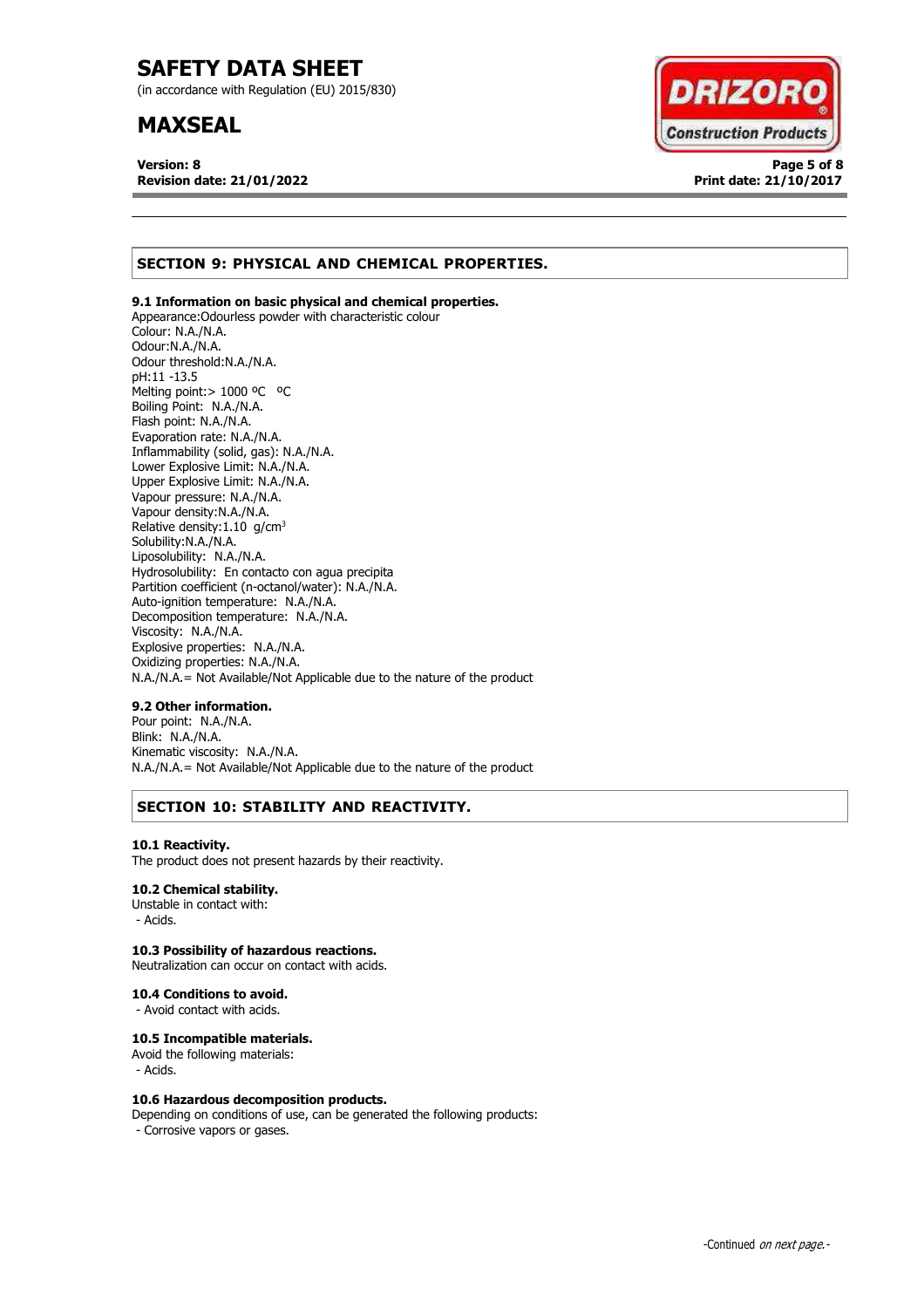## SECTION 9: PHYSICAL AND CHEMICAL PROPERTIES.

### 9.1 Information on basic physical and chemical properties.

Appearance:Odourless powder with characteristic colour
Colour: N.A./N.A.
Odour:N.A./N.A.
Odour threshold:N.A./N.A.
pH:11 -13.5
Melting point:> 1000 ºC ºC
Boiling Point: N.A./N.A.
Flash point: N.A./N.A.
Evaporation rate: N.A./N.A.
Inflammability (solid, gas): N.A./N.A.
Lower Explosive Limit: N.A./N.A.
Upper Explosive Limit: N.A./N.A.
Vapour pressure: N.A./N.A.
Vapour density:N.A./N.A.
Relative density:1.10 g/cm$^3$
Solubility:N.A./N.A.
Liposolubility: N.A./N.A.
Hydrosolubility: En contacto con agua precipita
Partition coefficient (n-octanol/water): N.A./N.A.
Auto-ignition temperature: N.A./N.A.
Decomposition temperature: N.A./N.A.
Viscosity: N.A./N.A.
Explosive properties: N.A./N.A.
Oxidizing properties: N.A./N.A.
N.A./N.A.= Not Available/Not Applicable due to the nature of the product

### 9.2 Other information.

Pour point: N.A./N.A.
Blink: N.A./N.A.
Kinematic viscosity: N.A./N.A.
N.A./N.A.= Not Available/Not Applicable due to the nature of the product

## SECTION 10: STABILITY AND REACTIVITY.

### 10.1 Reactivity.

The product does not present hazards by their reactivity.

### 10.2 Chemical stability.

Unstable in contact with:
- Acids.

### 10.3 Possibility of hazardous reactions.

Neutralization can occur on contact with acids.

### 10.4 Conditions to avoid.

- Avoid contact with acids.

### 10.5 Incompatible materials.

Avoid the following materials:
- Acids.

### 10.6 Hazardous decomposition products.

Depending on conditions of use, can be generated the following products:
- Corrosive vapors or gases.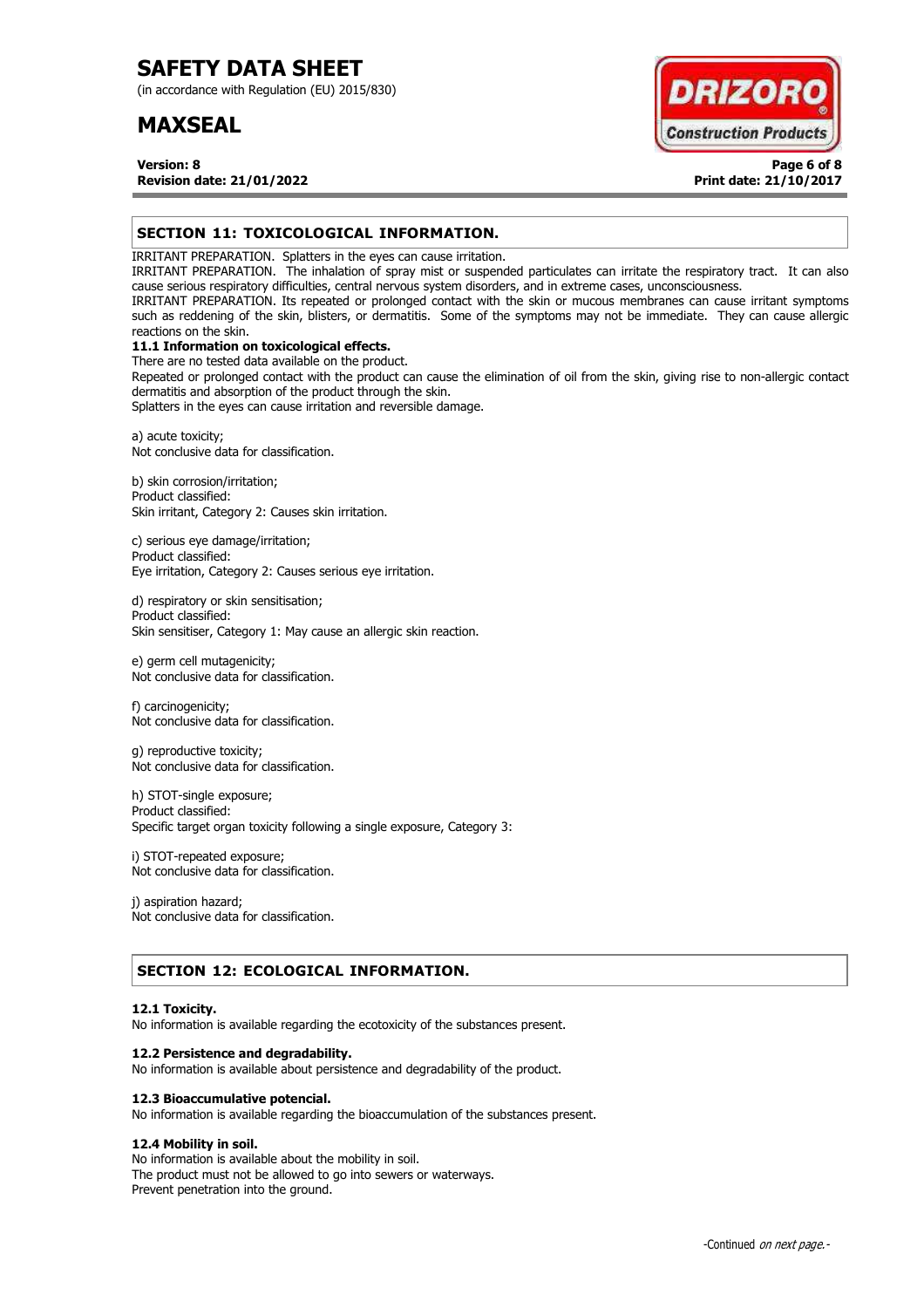## SECTION 11: TOXICOLOGICAL INFORMATION.

IRRITANT PREPARATION. Splatters in the eyes can cause irritation.
IRRITANT PREPARATION. The inhalation of spray mist or suspended particulates can irritate the respiratory tract. It can also cause serious respiratory difficulties, central nervous system disorders, and in extreme cases, unconsciousness.
IRRITANT PREPARATION. Its repeated or prolonged contact with the skin or mucous membranes can cause irritant symptoms such as reddening of the skin, blisters, or dermatitis. Some of the symptoms may not be immediate. They can cause allergic reactions on the skin.

**11.1 Information on toxicological effects.**

There are no tested data available on the product.
Repeated or prolonged contact with the product can cause the elimination of oil from the skin, giving rise to non-allergic contact dermatitis and absorption of the product through the skin.
Splatters in the eyes can cause irritation and reversible damage.

a) acute toxicity;
Not conclusive data for classification.

b) skin corrosion/irritation;
Product classified:
Skin irritant, Category 2: Causes skin irritation.

c) serious eye damage/irritation;
Product classified:
Eye irritation, Category 2: Causes serious eye irritation.

d) respiratory or skin sensitisation;
Product classified:
Skin sensitiser, Category 1: May cause an allergic skin reaction.

e) germ cell mutagenicity;
Not conclusive data for classification.

f) carcinogenicity;
Not conclusive data for classification.

g) reproductive toxicity;
Not conclusive data for classification.

h) STOT-single exposure;
Product classified:
Specific target organ toxicity following a single exposure, Category 3:

i) STOT-repeated exposure;
Not conclusive data for classification.

j) aspiration hazard;
Not conclusive data for classification.

## SECTION 12: ECOLOGICAL INFORMATION.

**12.1 Toxicity.**

No information is available regarding the ecotoxicity of the substances present.

**12.2 Persistence and degradability.**

No information is available about persistence and degradability of the product.

**12.3 Bioaccumulative potencial.**

No information is available regarding the bioaccumulation of the substances present.

**12.4 Mobility in soil.**

No information is available about the mobility in soil.
The product must not be allowed to go into sewers or waterways.
Prevent penetration into the ground.

-Continued *on next page.*-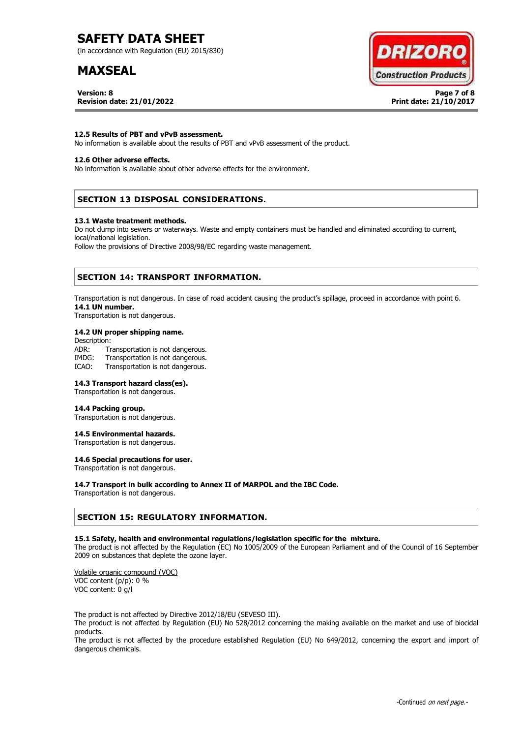**12.5 Results of PBT and vPvB assessment.**

No information is available about the results of PBT and vPvB assessment of the product.

**12.6 Other adverse effects.**

No information is available about other adverse effects for the environment.

## SECTION 13 DISPOSAL CONSIDERATIONS.

**13.1 Waste treatment methods.**

Do not dump into sewers or waterways. Waste and empty containers must be handled and eliminated according to current, local/national legislation.

Follow the provisions of Directive 2008/98/EC regarding waste management.

## SECTION 14: TRANSPORT INFORMATION.

Transportation is not dangerous. In case of road accident causing the product's spillage, proceed in accordance with point 6.

**14.1 UN number.**

Transportation is not dangerous.

**14.2 UN proper shipping name.**

Description:

ADR: Transportation is not dangerous.
IMDG: Transportation is not dangerous.
ICAO: Transportation is not dangerous.

**14.3 Transport hazard class(es).**

Transportation is not dangerous.

**14.4 Packing group.**

Transportation is not dangerous.

**14.5 Environmental hazards.**

Transportation is not dangerous.

**14.6 Special precautions for user.**

Transportation is not dangerous.

**14.7 Transport in bulk according to Annex II of MARPOL and the IBC Code.**

Transportation is not dangerous.

## SECTION 15: REGULATORY INFORMATION.

**15.1 Safety, health and environmental regulations/legislation specific for the mixture.**

The product is not affected by the Regulation (EC) No 1005/2009 of the European Parliament and of the Council of 16 September 2009 on substances that deplete the ozone layer.

Volatile organic compound (VOC)
VOC content (p/p): 0 %
VOC content: 0 g/l

The product is not affected by Directive 2012/18/EU (SEVESO III).

The product is not affected by Regulation (EU) No 528/2012 concerning the making available on the market and use of biocidal products.

The product is not affected by the procedure established Regulation (EU) No 649/2012, concerning the export and import of dangerous chemicals.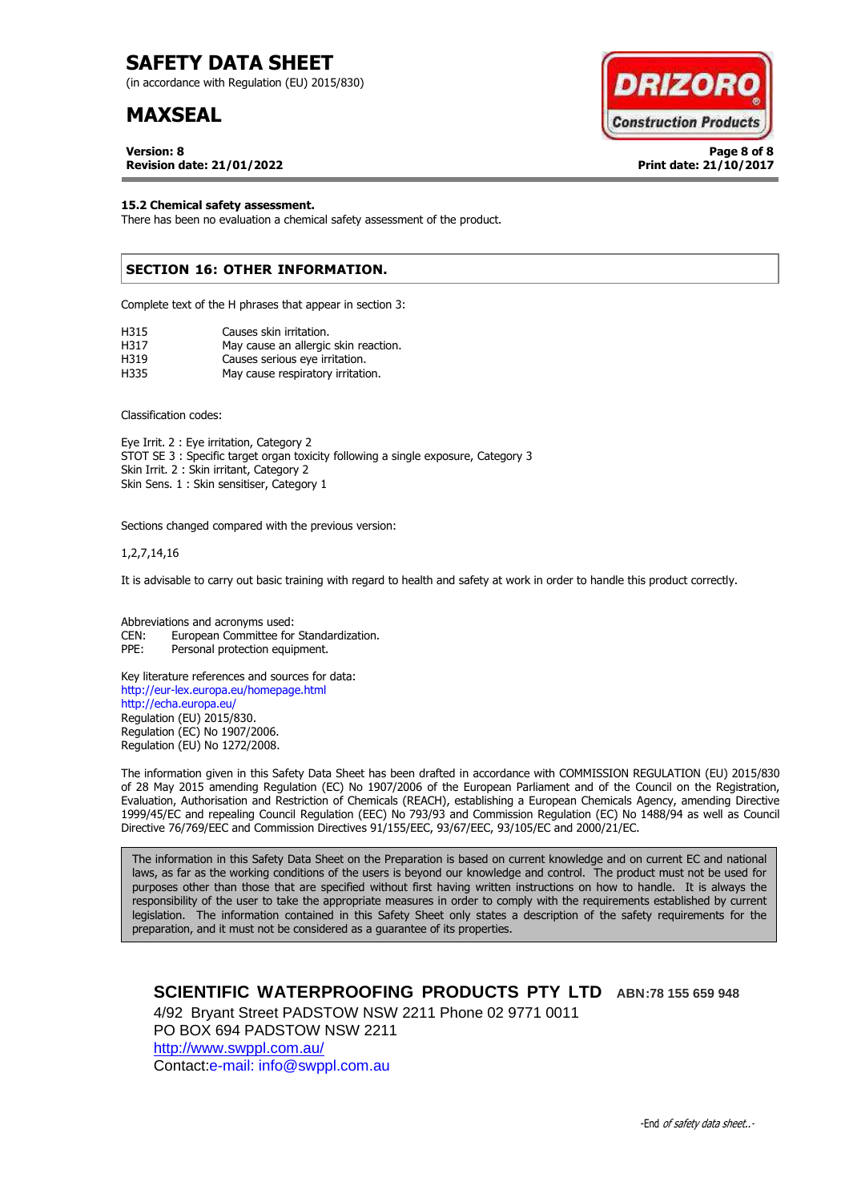### 15.2 Chemical safety assessment.

There has been no evaluation a chemical safety assessment of the product.

## SECTION 16: OTHER INFORMATION.

Complete text of the H phrases that appear in section 3:

| | |
|---|---|
| H315 | Causes skin irritation. |
| H317 | May cause an allergic skin reaction. |
| H319 | Causes serious eye irritation. |
| H335 | May cause respiratory irritation. |

Classification codes:

Eye Irrit. 2 : Eye irritation, Category 2
STOT SE 3 : Specific target organ toxicity following a single exposure, Category 3
Skin Irrit. 2 : Skin irritant, Category 2
Skin Sens. 1 : Skin sensitiser, Category 1

Sections changed compared with the previous version:

1,2,7,14,16

It is advisable to carry out basic training with regard to health and safety at work in order to handle this product correctly.

Abbreviations and acronyms used:
CEN: European Committee for Standardization.
PPE: Personal protection equipment.

Key literature references and sources for data:
http://eur-lex.europa.eu/homepage.html
http://echa.europa.eu/
Regulation (EU) 2015/830.
Regulation (EC) No 1907/2006.
Regulation (EU) No 1272/2008.

The information given in this Safety Data Sheet has been drafted in accordance with COMMISSION REGULATION (EU) 2015/830 of 28 May 2015 amending Regulation (EC) No 1907/2006 of the European Parliament and of the Council on the Registration, Evaluation, Authorisation and Restriction of Chemicals (REACH), establishing a European Chemicals Agency, amending Directive 1999/45/EC and repealing Council Regulation (EEC) No 793/93 and Commission Regulation (EC) No 1488/94 as well as Council Directive 76/769/EEC and Commission Directives 91/155/EEC, 93/67/EEC, 93/105/EC and 2000/21/EC.

The information in this Safety Data Sheet on the Preparation is based on current knowledge and on current EC and national laws, as far as the working conditions of the users is beyond our knowledge and control. The product must not be used for purposes other than those that are specified without first having written instructions on how to handle. It is always the responsibility of the user to take the appropriate measures in order to comply with the requirements established by current legislation. The information contained in this Safety Sheet only states a description of the safety requirements for the preparation, and it must not be considered as a guarantee of its properties.

**SCIENTIFIC WATERPROOFING PRODUCTS PTY LTD** **ABN:78 155 659 948**
4/92 Bryant Street PADSTOW NSW 2211 Phone 02 9771 0011
PO BOX 694 PADSTOW NSW 2211
http://www.swppl.com.au/
Contact:e-mail: info@swppl.com.au

-End *of safety data sheet.*.-